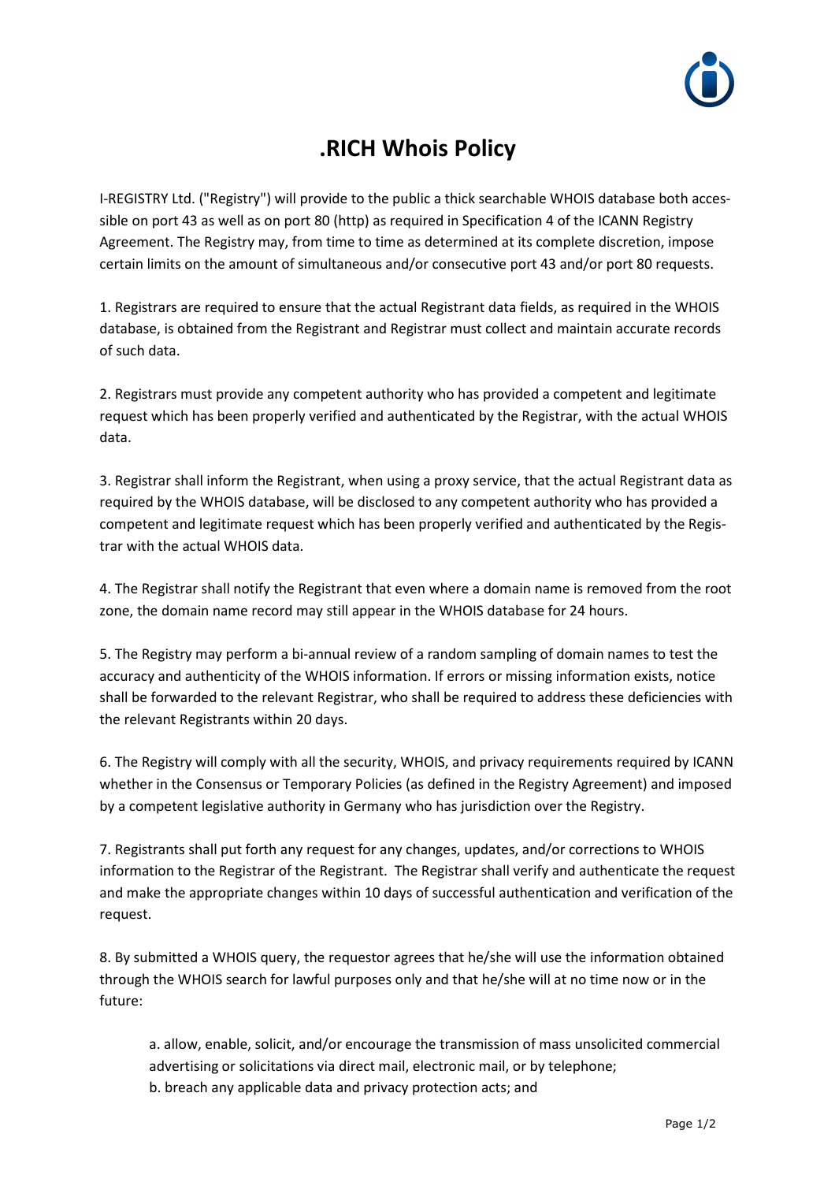# .RICH Whois Policy

I-REGISTRY Ltd. ("Registry") will provide to the public a thick searchable WHOIS database both accessible on port 43 as well as on port 80 (http) as required in Specification 4 of the ICANN Registry Agreement. The Registry may, from time to time as determined at its complete discretion, impose certain limits on the amount of simultaneous and/or consecutive port 43 and/or port 80 requests.

1. Registrars are required to ensure that the actual Registrant data fields, as required in the WHOIS database, is obtained from the Registrant and Registrar must collect and maintain accurate records of such data.

2. Registrars must provide any competent authority who has provided a competent and legitimate request which has been properly verified and authenticated by the Registrar, with the actual WHOIS data.

3. Registrar shall inform the Registrant, when using a proxy service, that the actual Registrant data as required by the WHOIS database, will be disclosed to any competent authority who has provided a competent and legitimate request which has been properly verified and authenticated by the Registrar with the actual WHOIS data.

4. The Registrar shall notify the Registrant that even where a domain name is removed from the root zone, the domain name record may still appear in the WHOIS database for 24 hours.

5. The Registry may perform a bi-annual review of a random sampling of domain names to test the accuracy and authenticity of the WHOIS information. If errors or missing information exists, notice shall be forwarded to the relevant Registrar, who shall be required to address these deficiencies with the relevant Registrants within 20 days.

6. The Registry will comply with all the security, WHOIS, and privacy requirements required by ICANN whether in the Consensus or Temporary Policies (as defined in the Registry Agreement) and imposed by a competent legislative authority in Germany who has jurisdiction over the Registry.

7. Registrants shall put forth any request for any changes, updates, and/or corrections to WHOIS information to the Registrar of the Registrant. The Registrar shall verify and authenticate the request and make the appropriate changes within 10 days of successful authentication and verification of the request.

8. By submitted a WHOIS query, the requestor agrees that he/she will use the information obtained through the WHOIS search for lawful purposes only and that he/she will at no time now or in the future:

   a. allow, enable, solicit, and/or encourage the transmission of mass unsolicited commercial advertising or solicitations via direct mail, electronic mail, or by telephone;
   b. breach any applicable data and privacy protection acts; and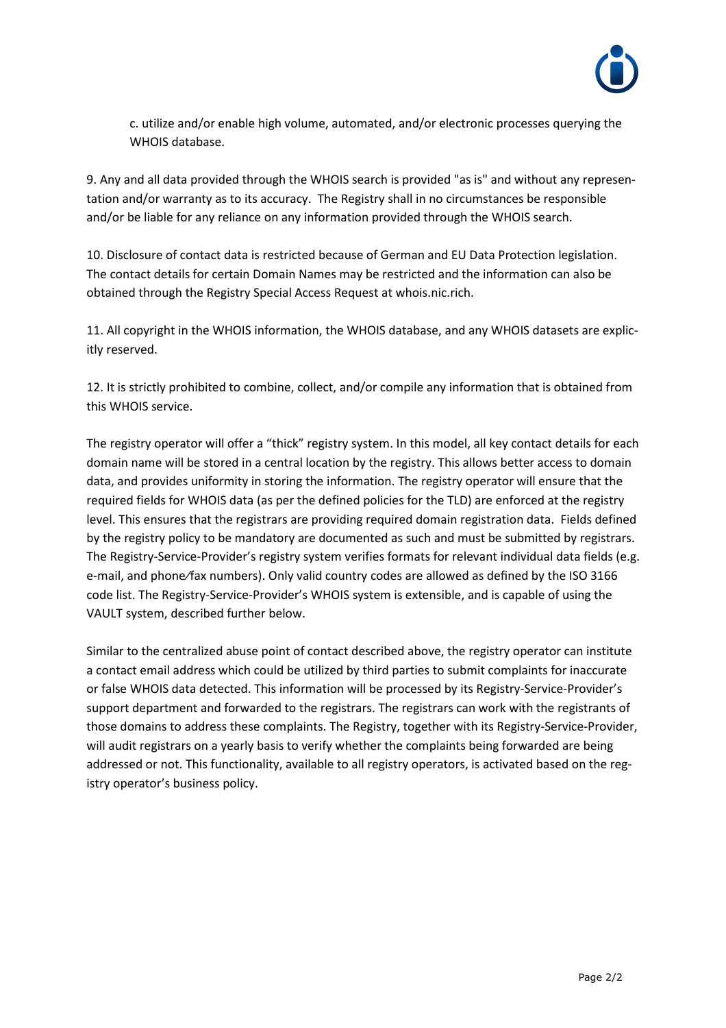c. utilize and/or enable high volume, automated, and/or electronic processes querying the WHOIS database.

9. Any and all data provided through the WHOIS search is provided "as is" and without any representation and/or warranty as to its accuracy. The Registry shall in no circumstances be responsible and/or be liable for any reliance on any information provided through the WHOIS search.

10. Disclosure of contact data is restricted because of German and EU Data Protection legislation. The contact details for certain Domain Names may be restricted and the information can also be obtained through the Registry Special Access Request at whois.nic.rich.

11. All copyright in the WHOIS information, the WHOIS database, and any WHOIS datasets are explicitly reserved.

12. It is strictly prohibited to combine, collect, and/or compile any information that is obtained from this WHOIS service.

The registry operator will offer a "thick" registry system. In this model, all key contact details for each domain name will be stored in a central location by the registry. This allows better access to domain data, and provides uniformity in storing the information. The registry operator will ensure that the required fields for WHOIS data (as per the defined policies for the TLD) are enforced at the registry level. This ensures that the registrars are providing required domain registration data. Fields defined by the registry policy to be mandatory are documented as such and must be submitted by registrars. The Registry-Service-Provider's registry system verifies formats for relevant individual data fields (e.g. e-mail, and phone⁄fax numbers). Only valid country codes are allowed as defined by the ISO 3166 code list. The Registry-Service-Provider's WHOIS system is extensible, and is capable of using the VAULT system, described further below.

Similar to the centralized abuse point of contact described above, the registry operator can institute a contact email address which could be utilized by third parties to submit complaints for inaccurate or false WHOIS data detected. This information will be processed by its Registry-Service-Provider's support department and forwarded to the registrars. The registrars can work with the registrants of those domains to address these complaints. The Registry, together with its Registry-Service-Provider, will audit registrars on a yearly basis to verify whether the complaints being forwarded are being addressed or not. This functionality, available to all registry operators, is activated based on the registry operator's business policy.